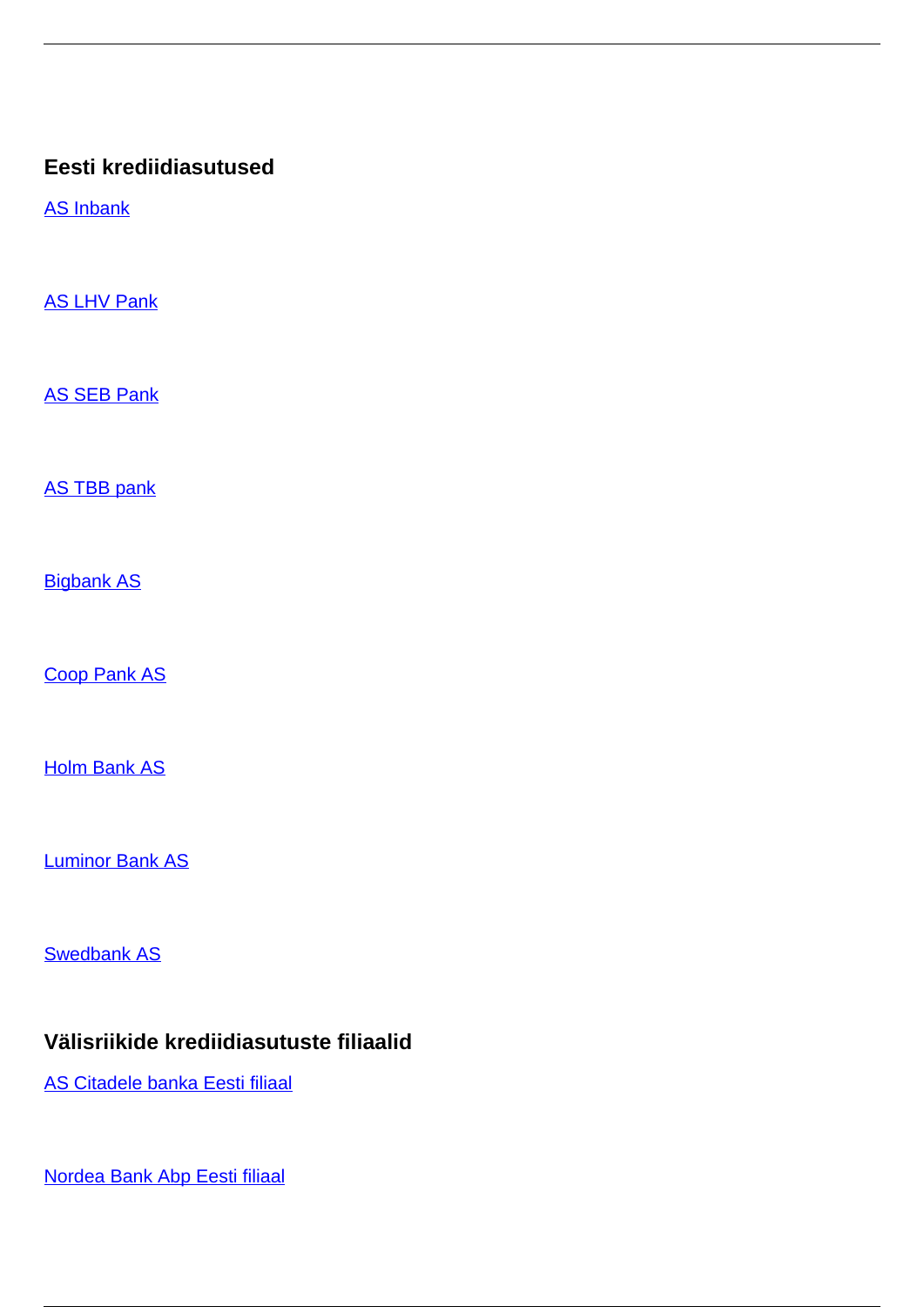### Eesti krediidiasutused

AS Inbank

AS LHV Pank

AS SEB Pank

AS TBB pank

Bigbank AS

Coop Pank AS

Holm Bank AS

Luminor Bank AS

Swedbank AS

### Välisriikide krediidiasutuste filiaalid

AS Citadele banka Eesti filiaal

Nordea Bank Abp Eesti filiaal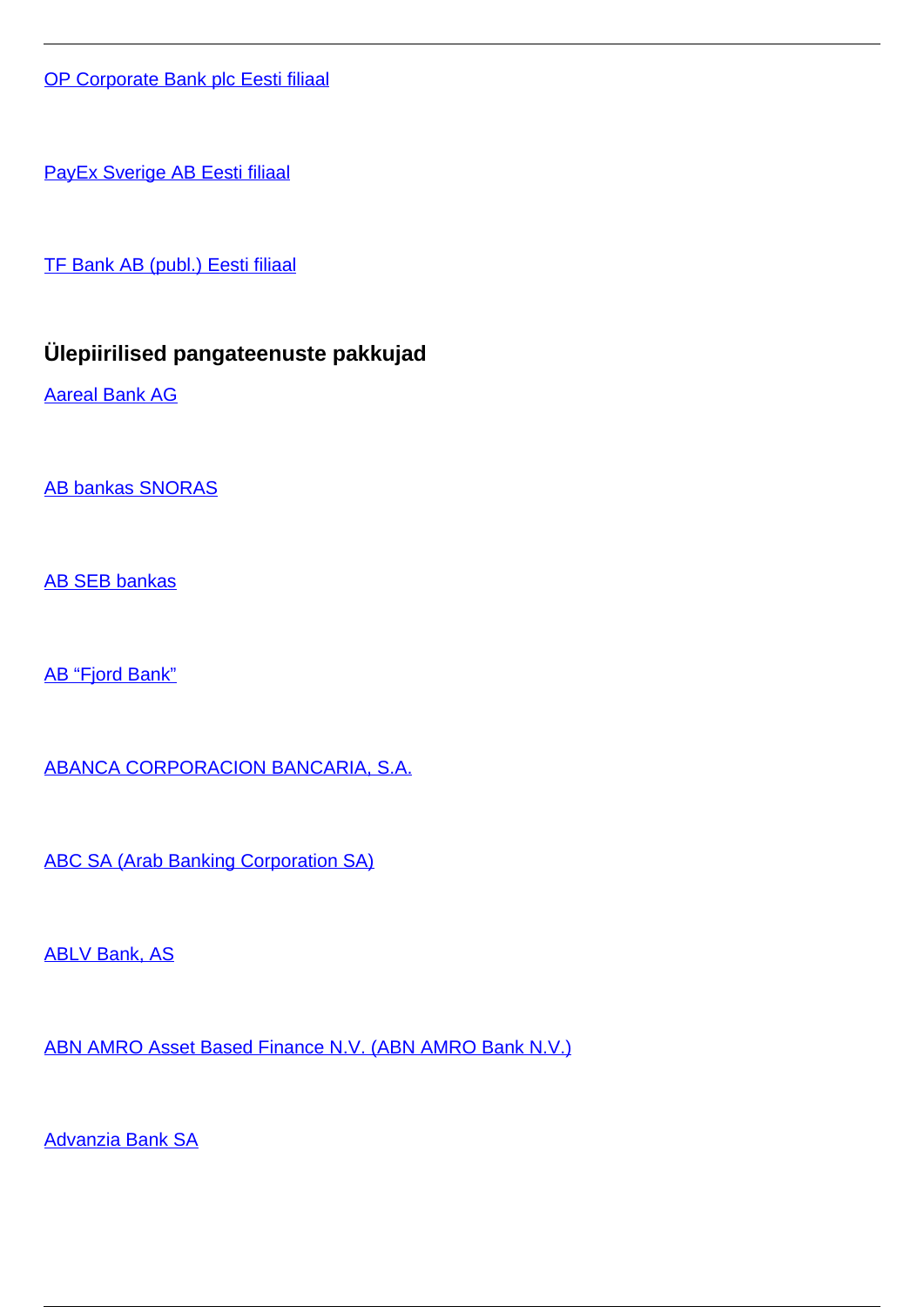[OP Corporate Bank plc Eesti filiaal]

[PayEx Sverige AB Eesti filiaal]

[TF Bank AB (publ.) Eesti filiaal]

### Ülepiirilised pangateenuste pakkujad

[Aareal Bank AG]

[AB bankas SNORAS]

[AB SEB bankas]

[AB “Fjord Bank”]

[ABANCA CORPORACION BANCARIA, S.A.]

[ABC SA (Arab Banking Corporation SA)]

[ABLV Bank, AS]

[ABN AMRO Asset Based Finance N.V. (ABN AMRO Bank N.V.)]

[Advanzia Bank SA]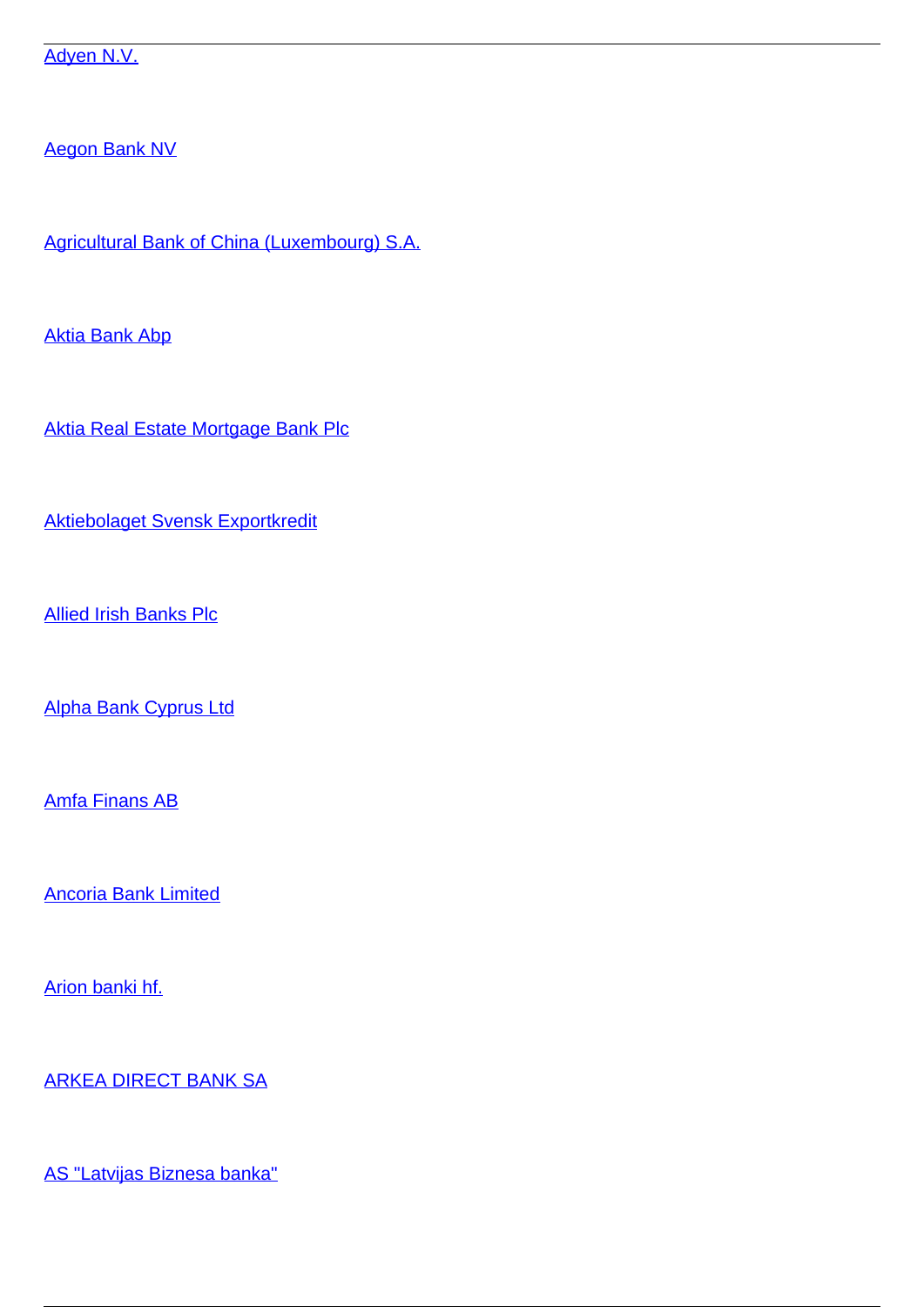Adyen N.V.

Aegon Bank NV

Agricultural Bank of China (Luxembourg) S.A.

Aktia Bank Abp

Aktia Real Estate Mortgage Bank Plc

Aktiebolaget Svensk Exportkredit

Allied Irish Banks Plc

Alpha Bank Cyprus Ltd

Amfa Finans AB

Ancoria Bank Limited

Arion banki hf.

ARKEA DIRECT BANK SA

AS "Latvijas Biznesa banka"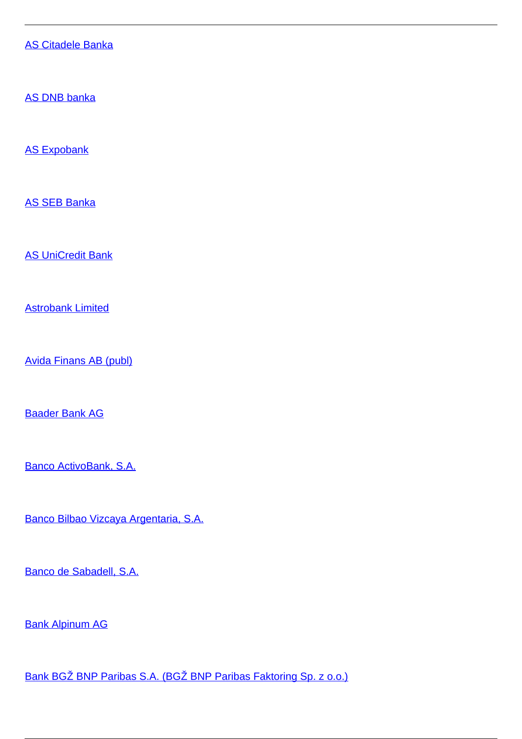AS Citadele Banka

AS DNB banka

AS Expobank

AS SEB Banka

AS UniCredit Bank

Astrobank Limited

Avida Finans AB (publ)

Baader Bank AG

Banco ActivoBank, S.A.

Banco Bilbao Vizcaya Argentaria, S.A.

Banco de Sabadell, S.A.

Bank Alpinum AG

Bank BGŽ BNP Paribas S.A. (BGŽ BNP Paribas Faktoring Sp. z o.o.)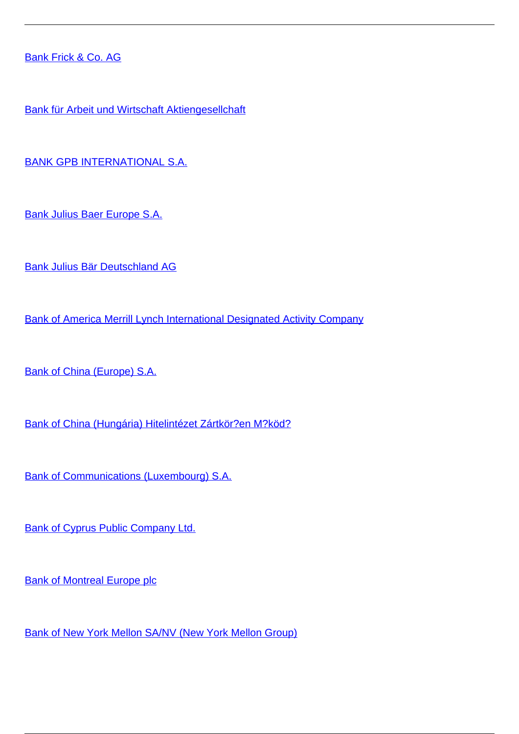Bank Frick & Co. AG

Bank für Arbeit und Wirtschaft Aktiengesellchaft

BANK GPB INTERNATIONAL S.A.

Bank Julius Baer Europe S.A.

Bank Julius Bär Deutschland AG

Bank of America Merrill Lynch International Designated Activity Company

Bank of China (Europe) S.A.

Bank of China (Hungária) Hitelintézet Zártkör?en M?köd?

Bank of Communications (Luxembourg) S.A.

Bank of Cyprus Public Company Ltd.

Bank of Montreal Europe plc

Bank of New York Mellon SA/NV (New York Mellon Group)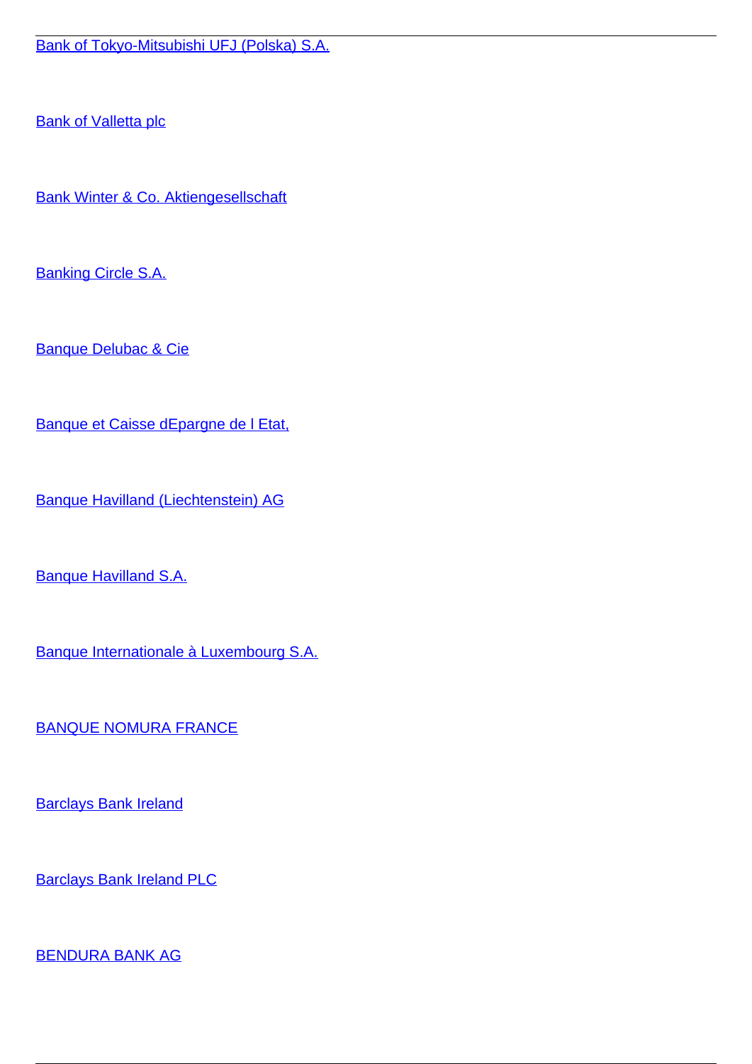Bank of Tokyo-Mitsubishi UFJ (Polska) S.A.

Bank of Valletta plc

Bank Winter & Co. Aktiengesellschaft

Banking Circle S.A.

Banque Delubac & Cie

Banque et Caisse dEpargne de l Etat,

Banque Havilland (Liechtenstein) AG

Banque Havilland S.A.

Banque Internationale à Luxembourg S.A.

BANQUE NOMURA FRANCE

Barclays Bank Ireland

Barclays Bank Ireland PLC

BENDURA BANK AG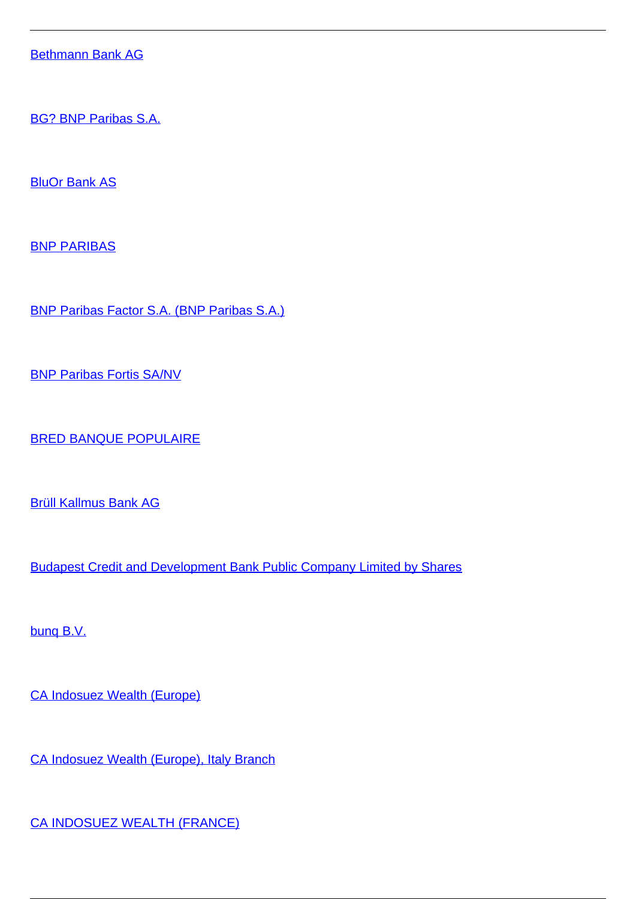[Bethmann Bank AG]

[BG? BNP Paribas S.A.]

[BluOr Bank AS]

[BNP PARIBAS]

[BNP Paribas Factor S.A. (BNP Paribas S.A.)]

[BNP Paribas Fortis SA/NV]

[BRED BANQUE POPULAIRE]

[Brüll Kallmus Bank AG]

[Budapest Credit and Development Bank Public Company Limited by Shares]

[bunq B.V.]

[CA Indosuez Wealth (Europe)]

[CA Indosuez Wealth (Europe), Italy Branch]

[CA INDOSUEZ WEALTH (FRANCE)]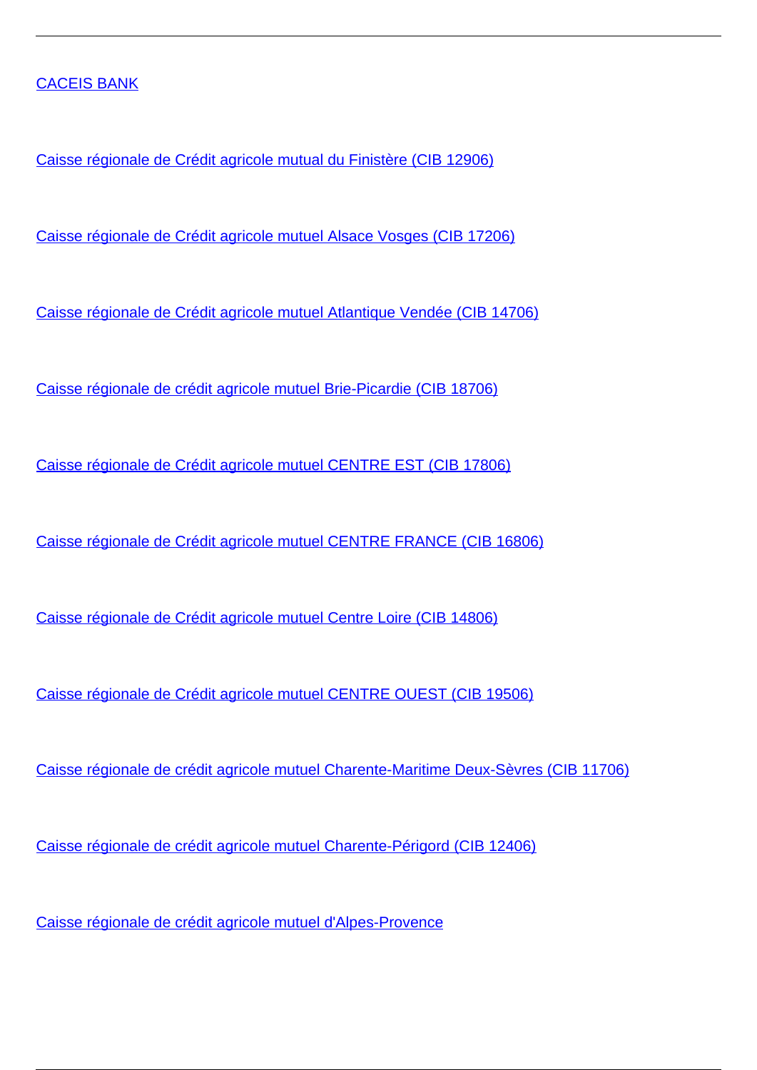CACEIS BANK

Caisse régionale de Crédit agricole mutual du Finistère (CIB 12906)

Caisse régionale de Crédit agricole mutuel Alsace Vosges (CIB 17206)

Caisse régionale de Crédit agricole mutuel Atlantique Vendée (CIB 14706)

Caisse régionale de crédit agricole mutuel Brie-Picardie (CIB 18706)

Caisse régionale de Crédit agricole mutuel CENTRE EST (CIB 17806)

Caisse régionale de Crédit agricole mutuel CENTRE FRANCE (CIB 16806)

Caisse régionale de Crédit agricole mutuel Centre Loire (CIB 14806)

Caisse régionale de Crédit agricole mutuel CENTRE OUEST (CIB 19506)

Caisse régionale de crédit agricole mutuel Charente-Maritime Deux-Sèvres (CIB 11706)

Caisse régionale de crédit agricole mutuel Charente-Périgord (CIB 12406)

Caisse régionale de crédit agricole mutuel d'Alpes-Provence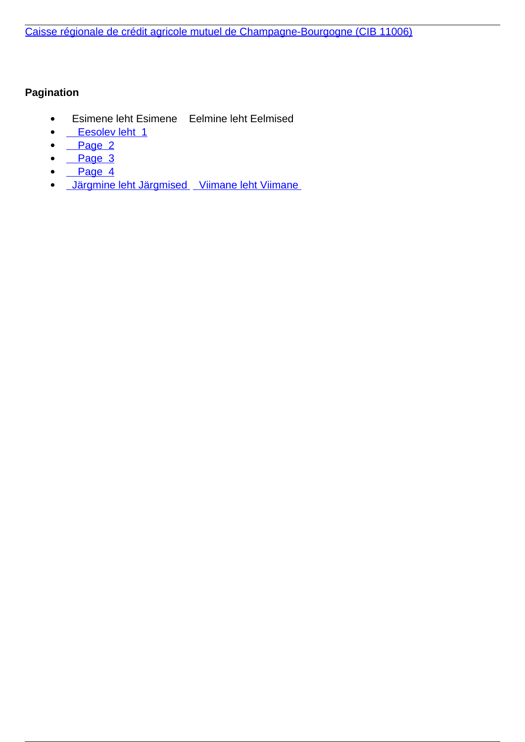[Caisse régionale de crédit agricole mutuel de Champagne-Bourgogne (CIB 11006)]

**Pagination**

- Esimene leht Esimene Eelmine leht Eelmised
- [Eesolev leht 1]
- [Page 2]
- [Page 3]
- [Page 4]
- [Järgmine leht Järgmised] [Viimane leht Viimane]